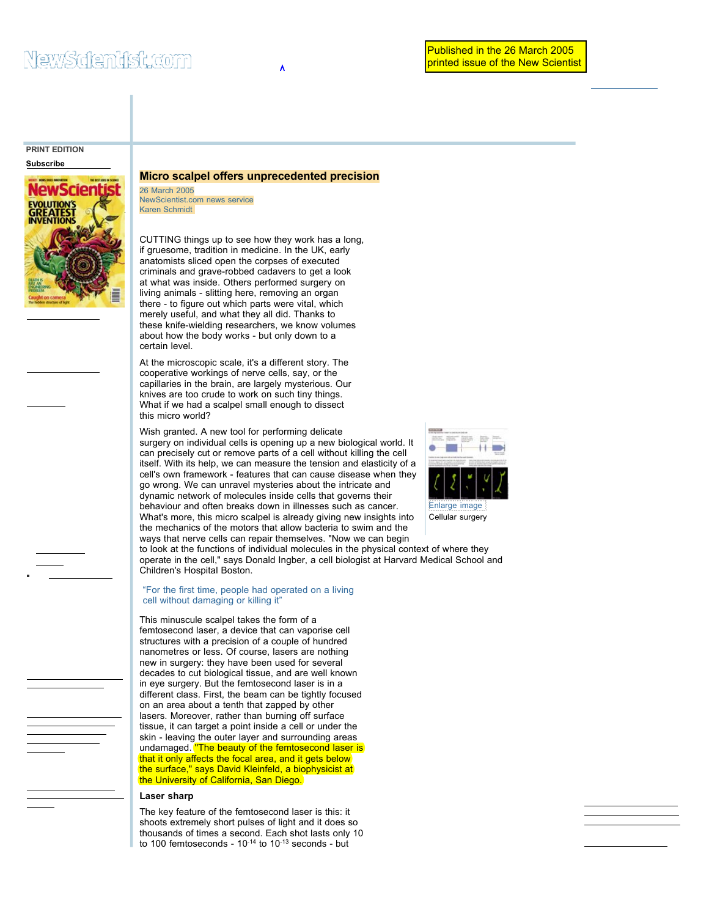Published in the 26 March 2005 printed issue of the New Scientist

PRINT EDITION

Subscribe

# Micro scalpel offers unprecedented precision

26 March 2005
NewScientist.com news service
Karen Schmidt

CUTTING things up to see how they work has a long, if gruesome, tradition in medicine. In the UK, early anatomists sliced open the corpses of executed criminals and grave-robbed cadavers to get a look at what was inside. Others performed surgery on living animals - slitting here, removing an organ there - to figure out which parts were vital, which merely useful, and what they all did. Thanks to these knife-wielding researchers, we know volumes about how the body works - but only down to a certain level.

At the microscopic scale, it's a different story. The cooperative workings of nerve cells, say, or the capillaries in the brain, are largely mysterious. Our knives are too crude to work on such tiny things. What if we had a scalpel small enough to dissect this micro world?

Wish granted. A new tool for performing delicate surgery on individual cells is opening up a new biological world. It can precisely cut or remove parts of a cell without killing the cell itself. With its help, we can measure the tension and elasticity of a cell's own framework - features that can cause disease when they go wrong. We can unravel mysteries about the intricate and dynamic network of molecules inside cells that governs their behaviour and often breaks down in illnesses such as cancer. What's more, this micro scalpel is already giving new insights into the mechanics of the motors that allow bacteria to swim and the ways that nerve cells can repair themselves. "Now we can begin to look at the functions of individual molecules in the physical context of where they operate in the cell," says Donald Ingber, a cell biologist at Harvard Medical School and Children's Hospital Boston.

Enlarge image

Cellular surgery

> "For the first time, people had operated on a living cell without damaging or killing it"

This minuscule scalpel takes the form of a femtosecond laser, a device that can vaporise cell structures with a precision of a couple of hundred nanometres or less. Of course, lasers are nothing new in surgery: they have been used for several decades to cut biological tissue, and are well known in eye surgery. But the femtosecond laser is in a different class. First, the beam can be tightly focused on an area about a tenth that zapped by other lasers. Moreover, rather than burning off surface tissue, it can target a point inside a cell or under the skin - leaving the outer layer and surrounding areas undamaged. "The beauty of the femtosecond laser is that it only affects the focal area, and it gets below the surface," says David Kleinfeld, a biophysicist at the University of California, San Diego.

### Laser sharp

The key feature of the femtosecond laser is this: it shoots extremely short pulses of light and it does so thousands of times a second. Each shot lasts only 10 to 100 femtoseconds - $10^{-14}$ to $10^{-13}$ seconds - but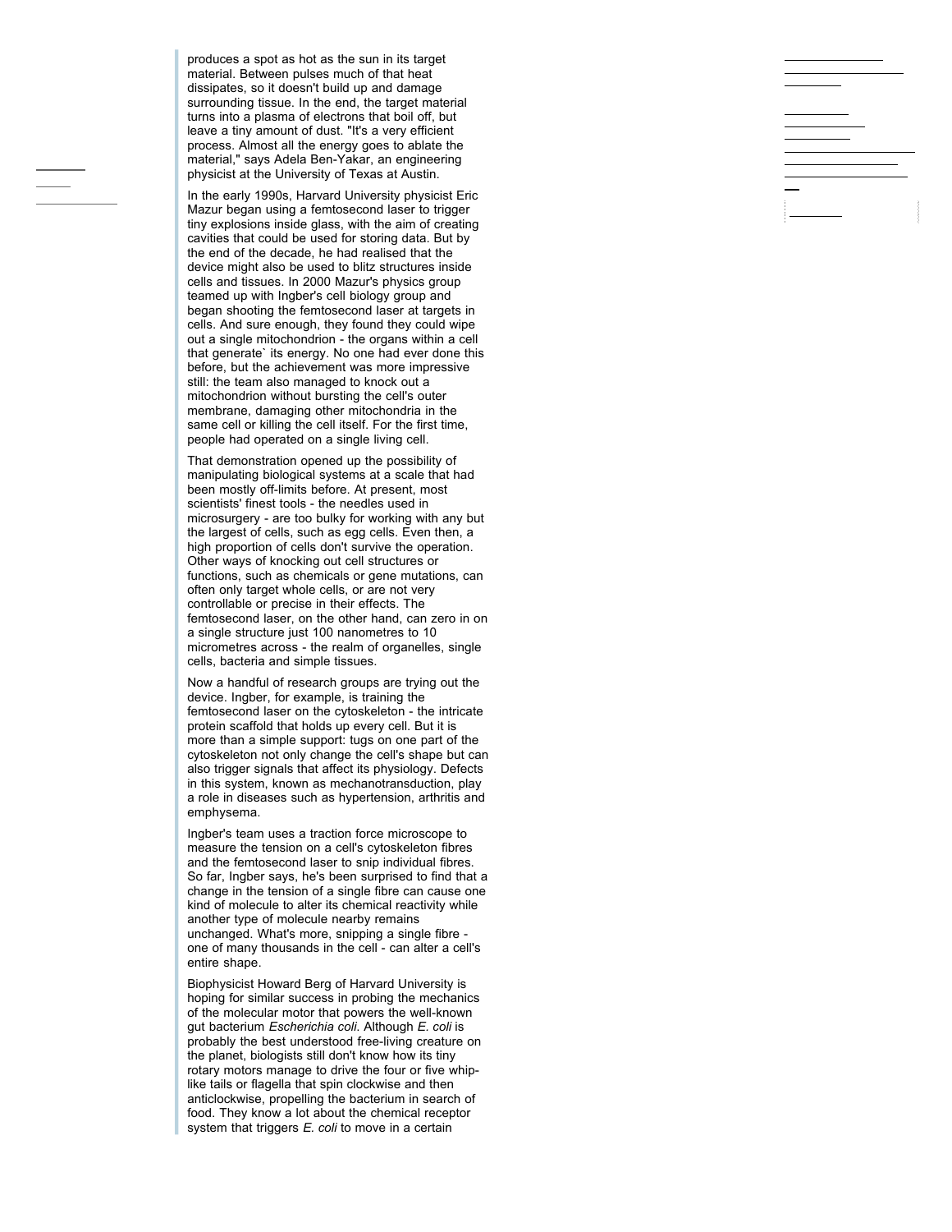produces a spot as hot as the sun in its target material. Between pulses much of that heat dissipates, so it doesn't build up and damage surrounding tissue. In the end, the target material turns into a plasma of electrons that boil off, but leave a tiny amount of dust. "It's a very efficient process. Almost all the energy goes to ablate the material," says Adela Ben-Yakar, an engineering physicist at the University of Texas at Austin.

In the early 1990s, Harvard University physicist Eric Mazur began using a femtosecond laser to trigger tiny explosions inside glass, with the aim of creating cavities that could be used for storing data. But by the end of the decade, he had realised that the device might also be used to blitz structures inside cells and tissues. In 2000 Mazur's physics group teamed up with Ingber's cell biology group and began shooting the femtosecond laser at targets in cells. And sure enough, they found they could wipe out a single mitochondrion - the organs within a cell that generate` its energy. No one had ever done this before, but the achievement was more impressive still: the team also managed to knock out a mitochondrion without bursting the cell's outer membrane, damaging other mitochondria in the same cell or killing the cell itself. For the first time, people had operated on a single living cell.

That demonstration opened up the possibility of manipulating biological systems at a scale that had been mostly off-limits before. At present, most scientists' finest tools - the needles used in microsurgery - are too bulky for working with any but the largest of cells, such as egg cells. Even then, a high proportion of cells don't survive the operation. Other ways of knocking out cell structures or functions, such as chemicals or gene mutations, can often only target whole cells, or are not very controllable or precise in their effects. The femtosecond laser, on the other hand, can zero in on a single structure just 100 nanometres to 10 micrometres across - the realm of organelles, single cells, bacteria and simple tissues.

Now a handful of research groups are trying out the device. Ingber, for example, is training the femtosecond laser on the cytoskeleton - the intricate protein scaffold that holds up every cell. But it is more than a simple support: tugs on one part of the cytoskeleton not only change the cell's shape but can also trigger signals that affect its physiology. Defects in this system, known as mechanotransduction, play a role in diseases such as hypertension, arthritis and emphysema.

Ingber's team uses a traction force microscope to measure the tension on a cell's cytoskeleton fibres and the femtosecond laser to snip individual fibres. So far, Ingber says, he's been surprised to find that a change in the tension of a single fibre can cause one kind of molecule to alter its chemical reactivity while another type of molecule nearby remains unchanged. What's more, snipping a single fibre - one of many thousands in the cell - can alter a cell's entire shape.

Biophysicist Howard Berg of Harvard University is hoping for similar success in probing the mechanics of the molecular motor that powers the well-known gut bacterium *Escherichia coli*. Although *E. coli* is probably the best understood free-living creature on the planet, biologists still don't know how its tiny rotary motors manage to drive the four or five whip-like tails or flagella that spin clockwise and then anticlockwise, propelling the bacterium in search of food. They know a lot about the chemical receptor system that triggers *E. coli* to move in a certain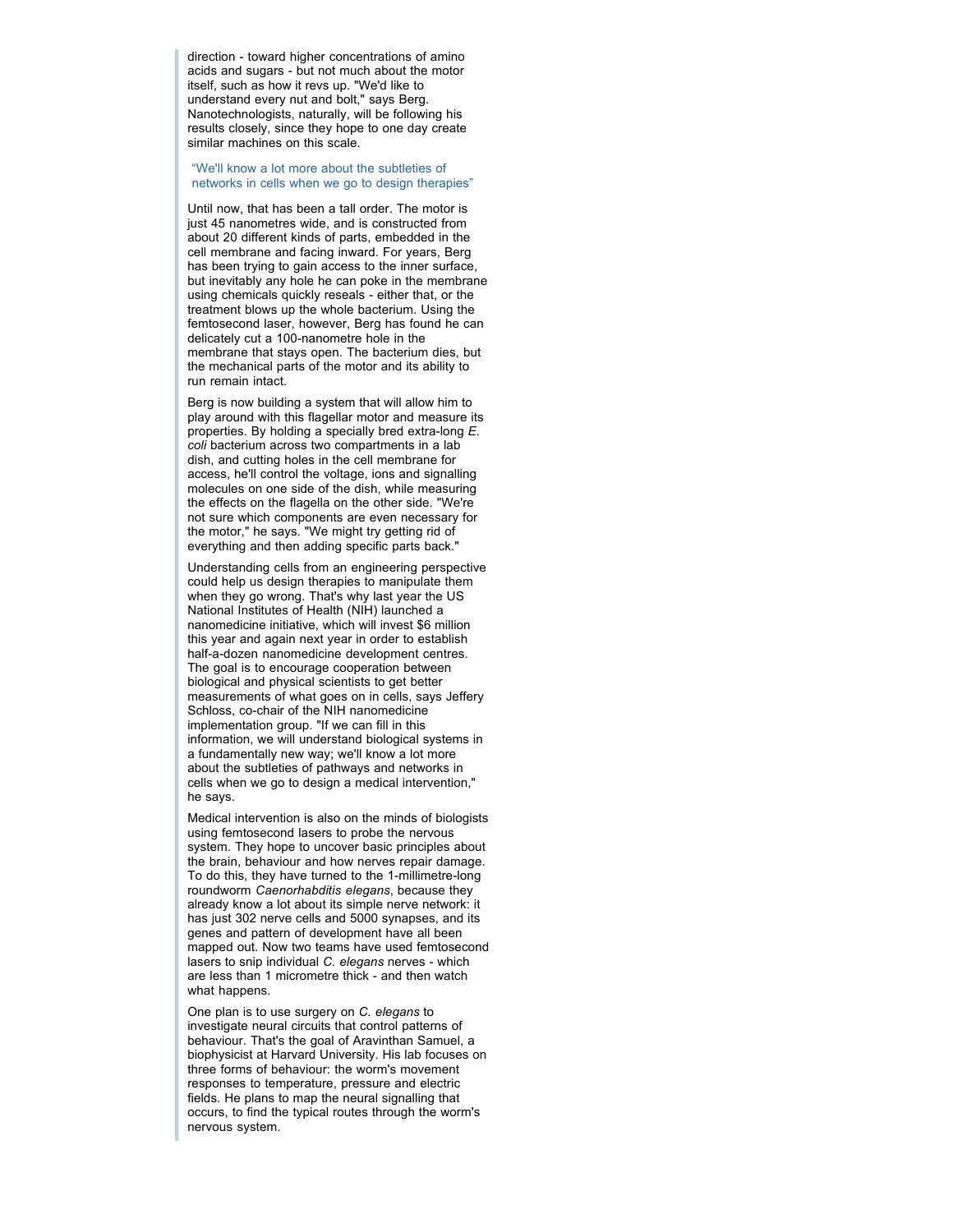direction - toward higher concentrations of amino acids and sugars - but not much about the motor itself, such as how it revs up. "We'd like to understand every nut and bolt," says Berg. Nanotechnologists, naturally, will be following his results closely, since they hope to one day create similar machines on this scale.

> "We'll know a lot more about the subtleties of networks in cells when we go to design therapies"

Until now, that has been a tall order. The motor is just 45 nanometres wide, and is constructed from about 20 different kinds of parts, embedded in the cell membrane and facing inward. For years, Berg has been trying to gain access to the inner surface, but inevitably any hole he can poke in the membrane using chemicals quickly reseals - either that, or the treatment blows up the whole bacterium. Using the femtosecond laser, however, Berg has found he can delicately cut a 100-nanometre hole in the membrane that stays open. The bacterium dies, but the mechanical parts of the motor and its ability to run remain intact.

Berg is now building a system that will allow him to play around with this flagellar motor and measure its properties. By holding a specially bred extra-long *E. coli* bacterium across two compartments in a lab dish, and cutting holes in the cell membrane for access, he'll control the voltage, ions and signalling molecules on one side of the dish, while measuring the effects on the flagella on the other side. "We're not sure which components are even necessary for the motor," he says. "We might try getting rid of everything and then adding specific parts back."

Understanding cells from an engineering perspective could help us design therapies to manipulate them when they go wrong. That's why last year the US National Institutes of Health (NIH) launched a nanomedicine initiative, which will invest $6 million this year and again next year in order to establish half-a-dozen nanomedicine development centres. The goal is to encourage cooperation between biological and physical scientists to get better measurements of what goes on in cells, says Jeffery Schloss, co-chair of the NIH nanomedicine implementation group. "If we can fill in this information, we will understand biological systems in a fundamentally new way; we'll know a lot more about the subtleties of pathways and networks in cells when we go to design a medical intervention," he says.

Medical intervention is also on the minds of biologists using femtosecond lasers to probe the nervous system. They hope to uncover basic principles about the brain, behaviour and how nerves repair damage. To do this, they have turned to the 1-millimetre-long roundworm *Caenorhabditis elegans*, because they already know a lot about its simple nerve network: it has just 302 nerve cells and 5000 synapses, and its genes and pattern of development have all been mapped out. Now two teams have used femtosecond lasers to snip individual *C. elegans* nerves - which are less than 1 micrometre thick - and then watch what happens.

One plan is to use surgery on *C. elegans* to investigate neural circuits that control patterns of behaviour. That's the goal of Aravinthan Samuel, a biophysicist at Harvard University. His lab focuses on three forms of behaviour: the worm's movement responses to temperature, pressure and electric fields. He plans to map the neural signalling that occurs, to find the typical routes through the worm's nervous system.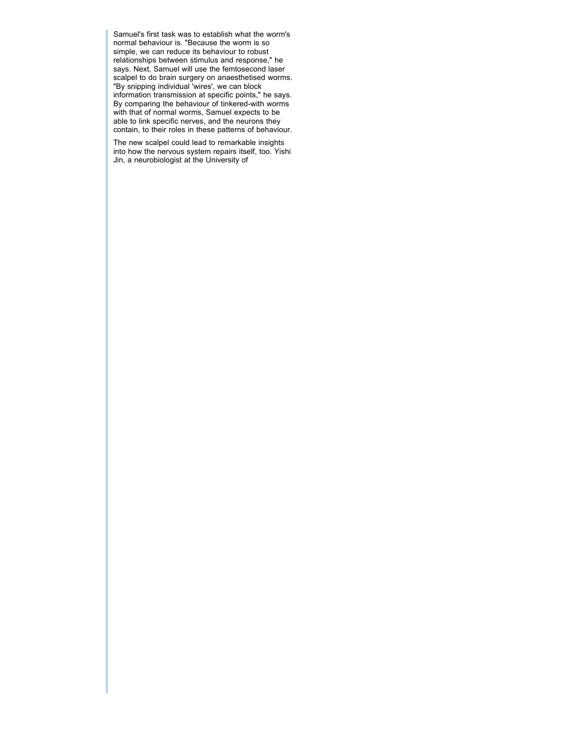Samuel's first task was to establish what the worm's normal behaviour is. "Because the worm is so simple, we can reduce its behaviour to robust relationships between stimulus and response," he says. Next, Samuel will use the femtosecond laser scalpel to do brain surgery on anaesthetised worms. "By snipping individual 'wires', we can block information transmission at specific points," he says. By comparing the behaviour of tinkered-with worms with that of normal worms, Samuel expects to be able to link specific nerves, and the neurons they contain, to their roles in these patterns of behaviour.

The new scalpel could lead to remarkable insights into how the nervous system repairs itself, too. Yishi Jin, a neurobiologist at the University of